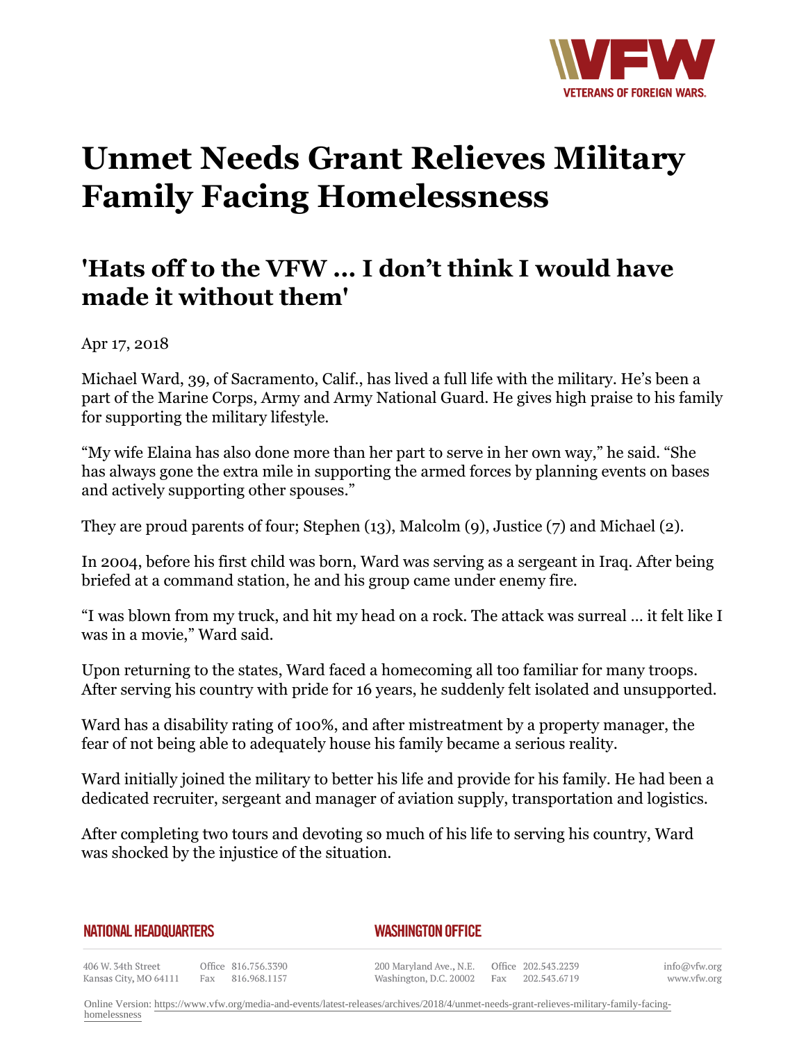# Unmet Needs Grant Relieves Military Family Facing Homelessness

## 'Hats off to the VFW … I don't think I would have made it without them'

Apr 17, 2018

Michael Ward, 39, of Sacramento, Calif., has lived a full life with the military. He's been a part of the Marine Corps, Army and Army National Guard. He gives high praise to his family for supporting the military lifestyle.

"My wife Elaina has also done more than her part to serve in her own way," he said. "She has always gone the extra mile in supporting the armed forces by planning events on bases and actively supporting other spouses."

They are proud parents of four; Stephen (13), Malcolm (9), Justice (7) and Michael (2).

In 2004, before his first child was born, Ward was serving as a sergeant in Iraq. After being briefed at a command station, he and his group came under enemy fire.

"I was blown from my truck, and hit my head on a rock. The attack was surreal … it felt like I was in a movie," Ward said.

Upon returning to the states, Ward faced a homecoming all too familiar for many troops. After serving his country with pride for 16 years, he suddenly felt isolated and unsupported.

Ward has a disability rating of 100%, and after mistreatment by a property manager, the fear of not being able to adequately house his family became a serious reality.

Ward initially joined the military to better his life and provide for his family. He had been a dedicated recruiter, sergeant and manager of aviation supply, transportation and logistics.

After completing two tours and devoting so much of his life to serving his country, Ward was shocked by the injustice of the situation.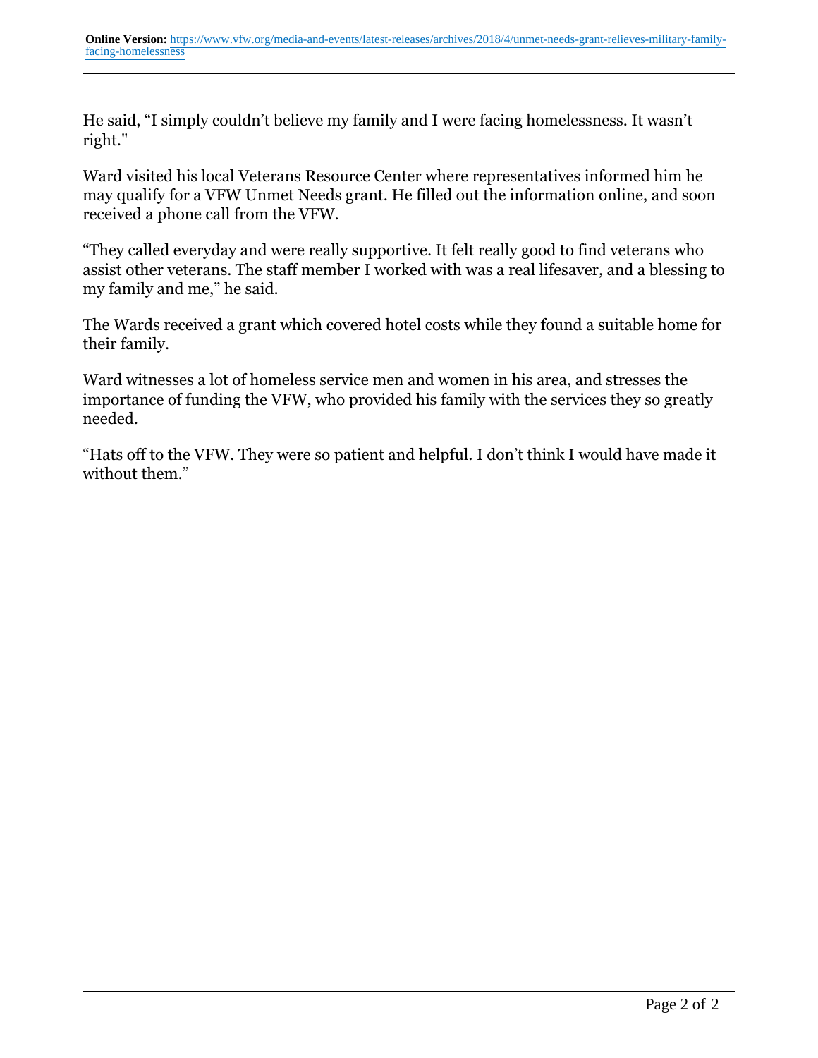He said, “I simply couldn’t believe my family and I were facing homelessness. It wasn’t right."

Ward visited his local Veterans Resource Center where representatives informed him he may qualify for a VFW Unmet Needs grant. He filled out the information online, and soon received a phone call from the VFW.

“They called everyday and were really supportive. It felt really good to find veterans who assist other veterans. The staff member I worked with was a real lifesaver, and a blessing to my family and me,” he said.

The Wards received a grant which covered hotel costs while they found a suitable home for their family.

Ward witnesses a lot of homeless service men and women in his area, and stresses the importance of funding the VFW, who provided his family with the services they so greatly needed.

“Hats off to the VFW. They were so patient and helpful. I don’t think I would have made it without them.”